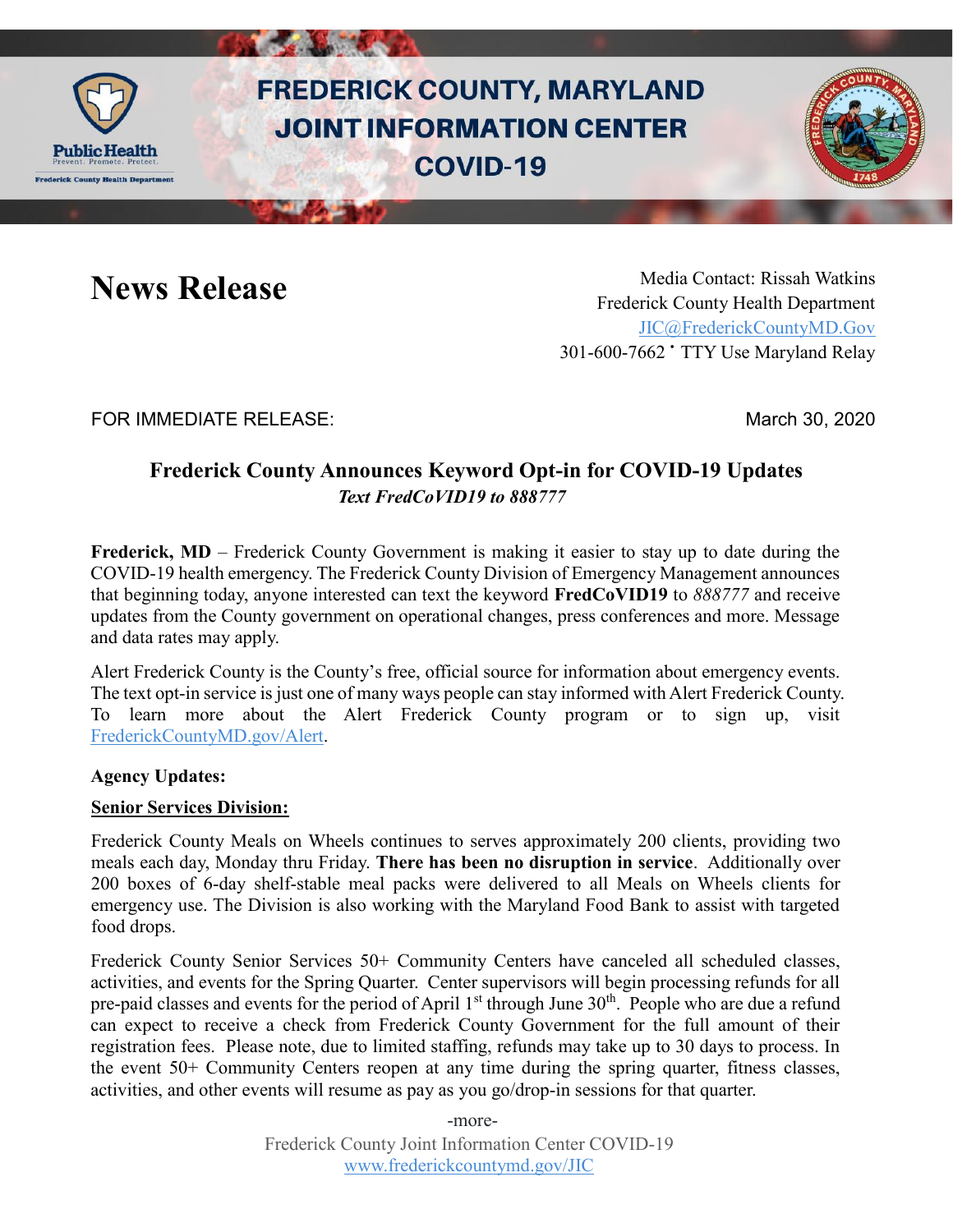# FREDERICK COUNTY, MARYLAND JOINT INFORMATION CENTER COVID-19

# News Release

Media Contact: Rissah Watkins
Frederick County Health Department
JIC@FrederickCountyMD.Gov
301-600-7662 • TTY Use Maryland Relay

FOR IMMEDIATE RELEASE: March 30, 2020

## Frederick County Announces Keyword Opt-in for COVID-19 Updates

***Text FredCoVID19 to 888777***

**Frederick, MD** – Frederick County Government is making it easier to stay up to date during the COVID-19 health emergency. The Frederick County Division of Emergency Management announces that beginning today, anyone interested can text the keyword **FredCoVID19** to *888777* and receive updates from the County government on operational changes, press conferences and more. Message and data rates may apply.

Alert Frederick County is the County's free, official source for information about emergency events. The text opt-in service is just one of many ways people can stay informed with Alert Frederick County. To learn more about the Alert Frederick County program or to sign up, visit FrederickCountyMD.gov/Alert.

**Agency Updates:**

**Senior Services Division:**

Frederick County Meals on Wheels continues to serves approximately 200 clients, providing two meals each day, Monday thru Friday. **There has been no disruption in service**. Additionally over 200 boxes of 6-day shelf-stable meal packs were delivered to all Meals on Wheels clients for emergency use. The Division is also working with the Maryland Food Bank to assist with targeted food drops.

Frederick County Senior Services 50+ Community Centers have canceled all scheduled classes, activities, and events for the Spring Quarter. Center supervisors will begin processing refunds for all pre-paid classes and events for the period of April 1st through June 30th. People who are due a refund can expect to receive a check from Frederick County Government for the full amount of their registration fees. Please note, due to limited staffing, refunds may take up to 30 days to process. In the event 50+ Community Centers reopen at any time during the spring quarter, fitness classes, activities, and other events will resume as pay as you go/drop-in sessions for that quarter.

-more-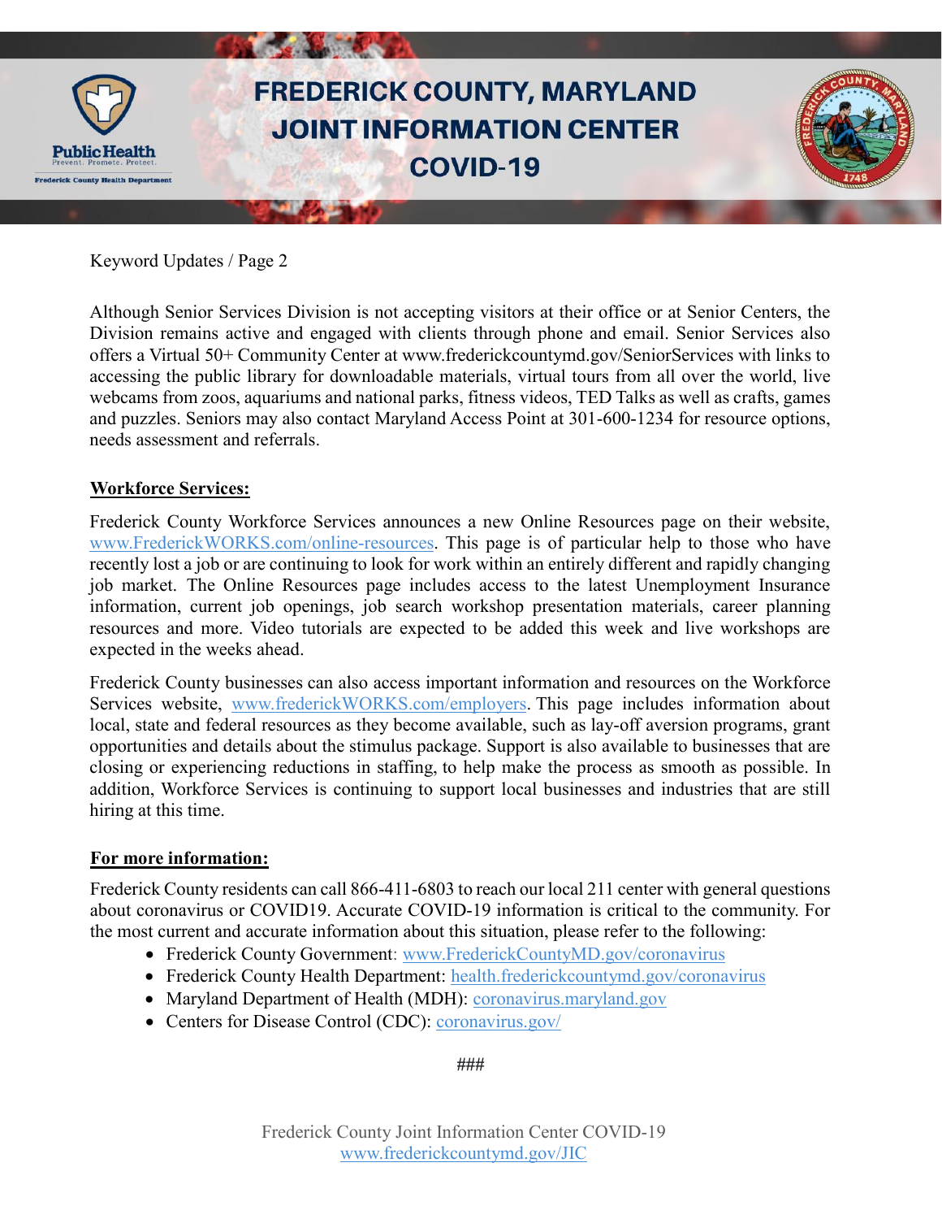Although Senior Services Division is not accepting visitors at their office or at Senior Centers, the Division remains active and engaged with clients through phone and email. Senior Services also offers a Virtual 50+ Community Center at www.frederickcountymd.gov/SeniorServices with links to accessing the public library for downloadable materials, virtual tours from all over the world, live webcams from zoos, aquariums and national parks, fitness videos, TED Talks as well as crafts, games and puzzles. Seniors may also contact Maryland Access Point at 301-600-1234 for resource options, needs assessment and referrals.

**Workforce Services:**

Frederick County Workforce Services announces a new Online Resources page on their website, www.FrederickWORKS.com/online-resources. This page is of particular help to those who have recently lost a job or are continuing to look for work within an entirely different and rapidly changing job market. The Online Resources page includes access to the latest Unemployment Insurance information, current job openings, job search workshop presentation materials, career planning resources and more. Video tutorials are expected to be added this week and live workshops are expected in the weeks ahead.

Frederick County businesses can also access important information and resources on the Workforce Services website, www.frederickWORKS.com/employers. This page includes information about local, state and federal resources as they become available, such as lay-off aversion programs, grant opportunities and details about the stimulus package. Support is also available to businesses that are closing or experiencing reductions in staffing, to help make the process as smooth as possible. In addition, Workforce Services is continuing to support local businesses and industries that are still hiring at this time.

**For more information:**

Frederick County residents can call 866-411-6803 to reach our local 211 center with general questions about coronavirus or COVID19. Accurate COVID-19 information is critical to the community. For the most current and accurate information about this situation, please refer to the following:

- Frederick County Government: www.FrederickCountyMD.gov/coronavirus
- Frederick County Health Department: health.frederickcountymd.gov/coronavirus
- Maryland Department of Health (MDH): coronavirus.maryland.gov
- Centers for Disease Control (CDC): coronavirus.gov/

###